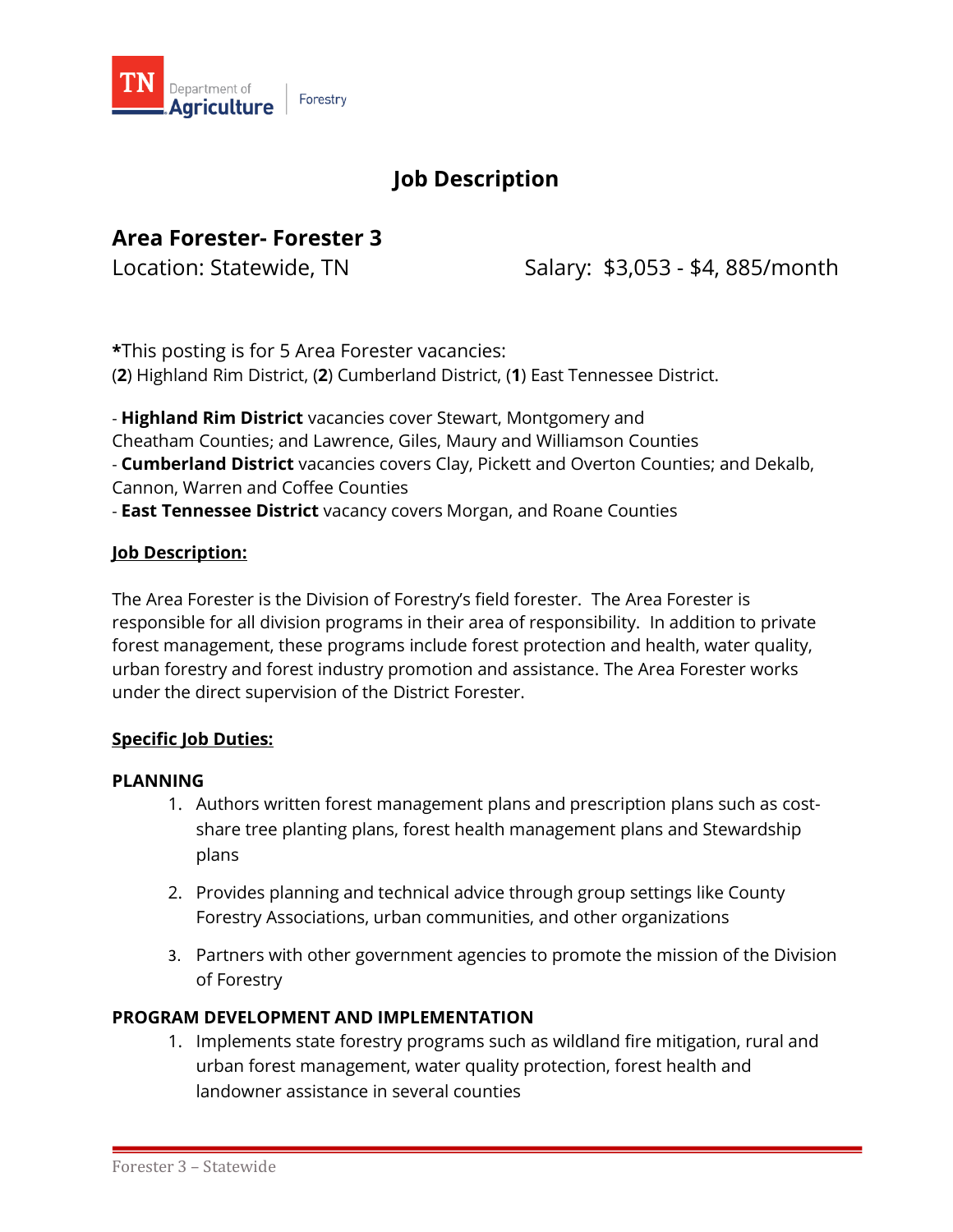TN Department of Agriculture | Forestry

# Job Description

## Area Forester- Forester 3

Location: Statewide, TN

Salary: $3,053 - $4, 885/month

***This posting is for 5 Area Forester vacancies:**
(**2**) Highland Rim District, (**2**) Cumberland District, (**1**) East Tennessee District.

- **Highland Rim District** vacancies cover Stewart, Montgomery and Cheatham Counties; and Lawrence, Giles, Maury and Williamson Counties
- **Cumberland District** vacancies covers Clay, Pickett and Overton Counties; and Dekalb, Cannon, Warren and Coffee Counties
- **East Tennessee District** vacancy covers Morgan, and Roane Counties

### Job Description:

The Area Forester is the Division of Forestry's field forester. The Area Forester is responsible for all division programs in their area of responsibility. In addition to private forest management, these programs include forest protection and health, water quality, urban forestry and forest industry promotion and assistance. The Area Forester works under the direct supervision of the District Forester.

### Specific Job Duties:

**PLANNING**

1. Authors written forest management plans and prescription plans such as cost-share tree planting plans, forest health management plans and Stewardship plans
2. Provides planning and technical advice through group settings like County Forestry Associations, urban communities, and other organizations
3. Partners with other government agencies to promote the mission of the Division of Forestry

**PROGRAM DEVELOPMENT AND IMPLEMENTATION**

1. Implements state forestry programs such as wildland fire mitigation, rural and urban forest management, water quality protection, forest health and landowner assistance in several counties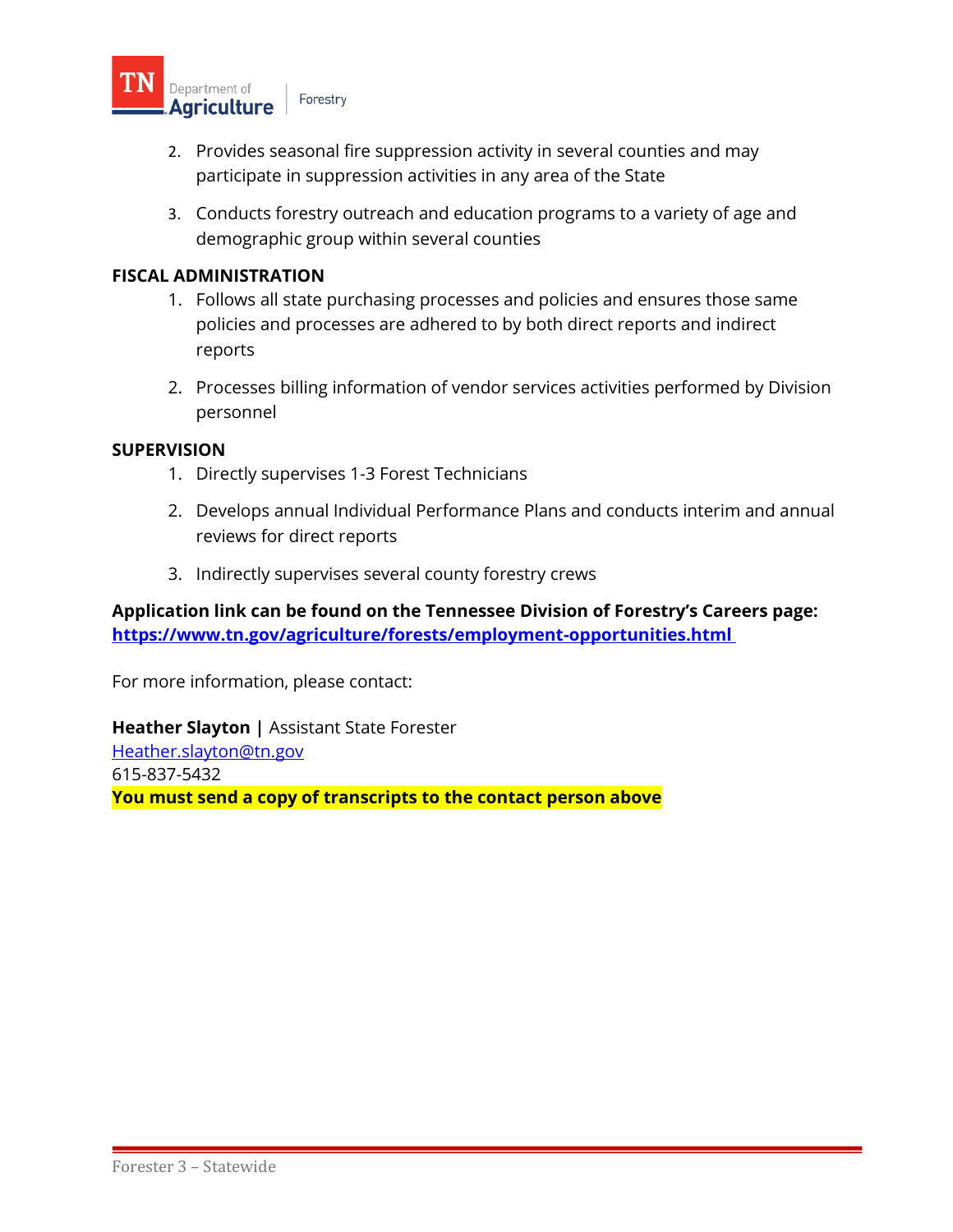2. Provides seasonal fire suppression activity in several counties and may participate in suppression activities in any area of the State

3. Conducts forestry outreach and education programs to a variety of age and demographic group within several counties

**FISCAL ADMINISTRATION**

1. Follows all state purchasing processes and policies and ensures those same policies and processes are adhered to by both direct reports and indirect reports

2. Processes billing information of vendor services activities performed by Division personnel

**SUPERVISION**

1. Directly supervises 1-3 Forest Technicians

2. Develops annual Individual Performance Plans and conducts interim and annual reviews for direct reports

3. Indirectly supervises several county forestry crews

**Application link can be found on the Tennessee Division of Forestry's Careers page:**
**https://www.tn.gov/agriculture/forests/employment-opportunities.html**

For more information, please contact:

**Heather Slayton |** Assistant State Forester
Heather.slayton@tn.gov
615-837-5432
**You must send a copy of transcripts to the contact person above**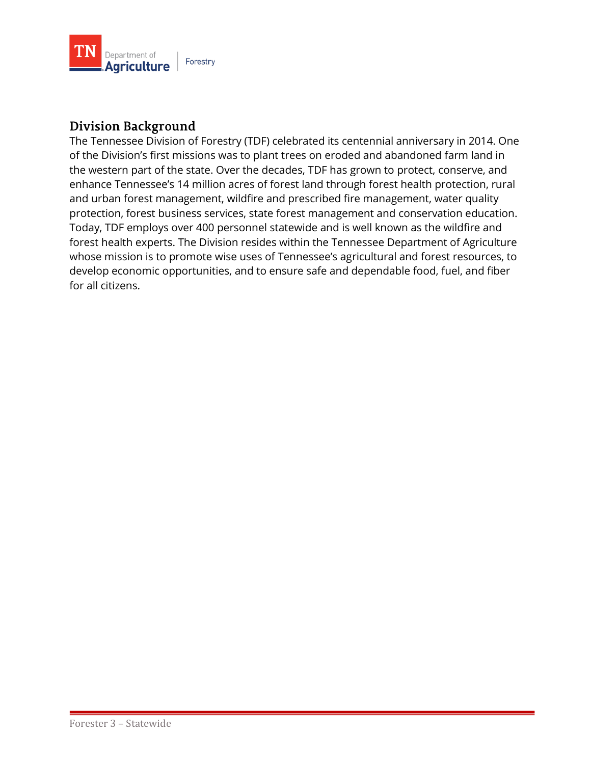## Division Background

The Tennessee Division of Forestry (TDF) celebrated its centennial anniversary in 2014. One of the Division's first missions was to plant trees on eroded and abandoned farm land in the western part of the state. Over the decades, TDF has grown to protect, conserve, and enhance Tennessee's 14 million acres of forest land through forest health protection, rural and urban forest management, wildfire and prescribed fire management, water quality protection, forest business services, state forest management and conservation education. Today, TDF employs over 400 personnel statewide and is well known as the wildfire and forest health experts. The Division resides within the Tennessee Department of Agriculture whose mission is to promote wise uses of Tennessee's agricultural and forest resources, to develop economic opportunities, and to ensure safe and dependable food, fuel, and fiber for all citizens.